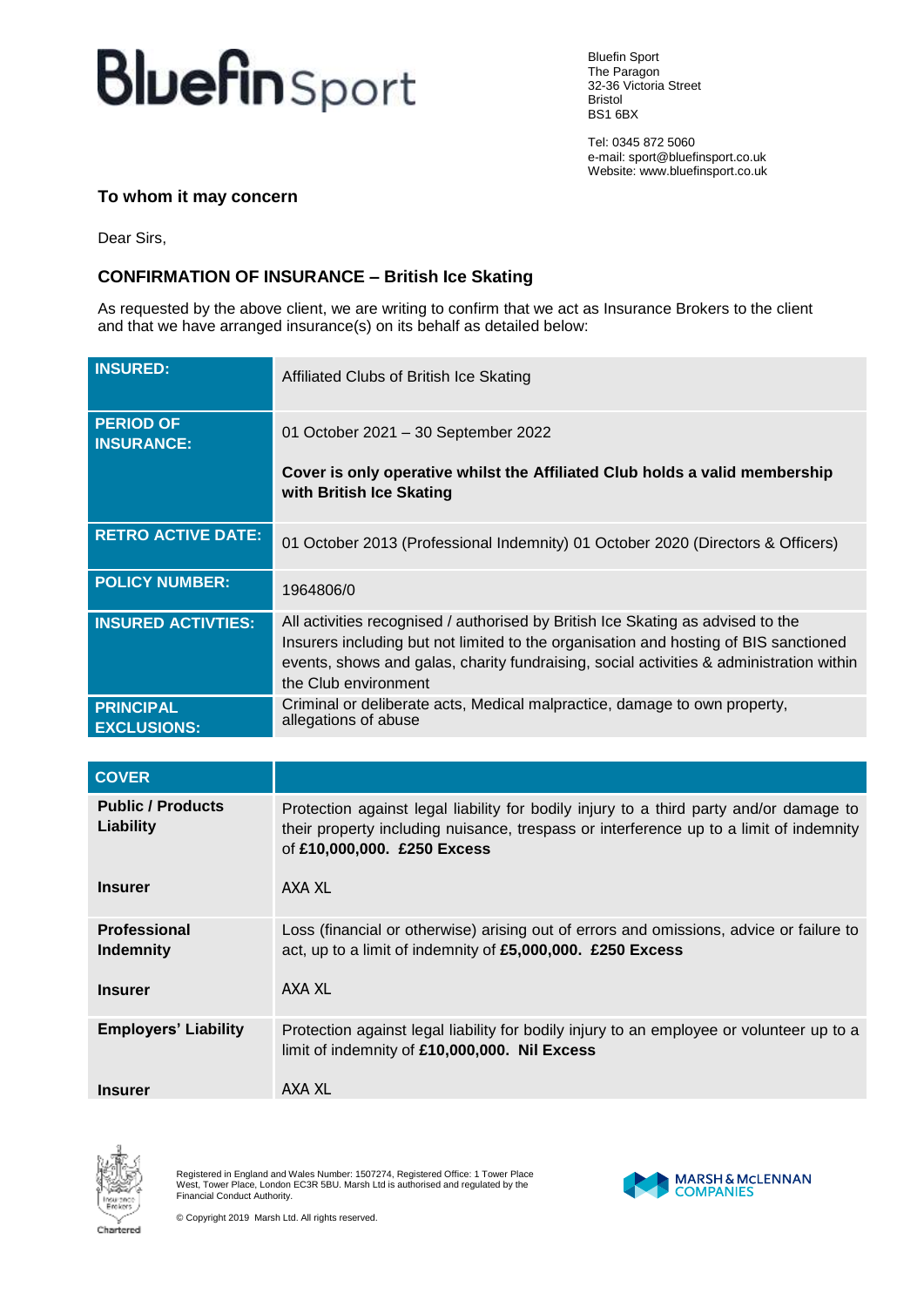# BluefinSport

Bluefin Sport
The Paragon
32-36 Victoria Street
Bristol
BS1 6BX

Tel: 0345 872 5060
e-mail: sport@bluefinsport.co.uk
Website: www.bluefinsport.co.uk

**To whom it may concern**

Dear Sirs,

## CONFIRMATION OF INSURANCE – British Ice Skating

As requested by the above client, we are writing to confirm that we act as Insurance Brokers to the client and that we have arranged insurance(s) on its behalf as detailed below:

| | |
|---|---|
| **INSURED:** | Affiliated Clubs of British Ice Skating |
| **PERIOD OF INSURANCE:** | 01 October 2021 – 30 September 2022<br><br>**Cover is only operative whilst the Affiliated Club holds a valid membership with British Ice Skating** |
| **RETRO ACTIVE DATE:** | 01 October 2013 (Professional Indemnity) 01 October 2020 (Directors & Officers) |
| **POLICY NUMBER:** | 1964806/0 |
| **INSURED ACTIVTIES:** | All activities recognised / authorised by British Ice Skating as advised to the Insurers including but not limited to the organisation and hosting of BIS sanctioned events, shows and galas, charity fundraising, social activities & administration within the Club environment |
| **PRINCIPAL EXCLUSIONS:** | Criminal or deliberate acts, Medical malpractice, damage to own property, allegations of abuse |

| **COVER** | |
|---|---|
| **Public / Products Liability** | Protection against legal liability for bodily injury to a third party and/or damage to their property including nuisance, trespass or interference up to a limit of indemnity of **£10,000,000. £250 Excess** |
| **Insurer** | AXA XL |
| **Professional Indemnity** | Loss (financial or otherwise) arising out of errors and omissions, advice or failure to act, up to a limit of indemnity of **£5,000,000. £250 Excess** |
| **Insurer** | AXA XL |
| **Employers' Liability** | Protection against legal liability for bodily injury to an employee or volunteer up to a limit of indemnity of **£10,000,000. Nil Excess** |
| **Insurer** | AXA XL |

Registered in England and Wales Number: 1507274, Registered Office: 1 Tower Place West, Tower Place, London EC3R 5BU. Marsh Ltd is authorised and regulated by the Financial Conduct Authority.

© Copyright 2019 Marsh Ltd. All rights reserved.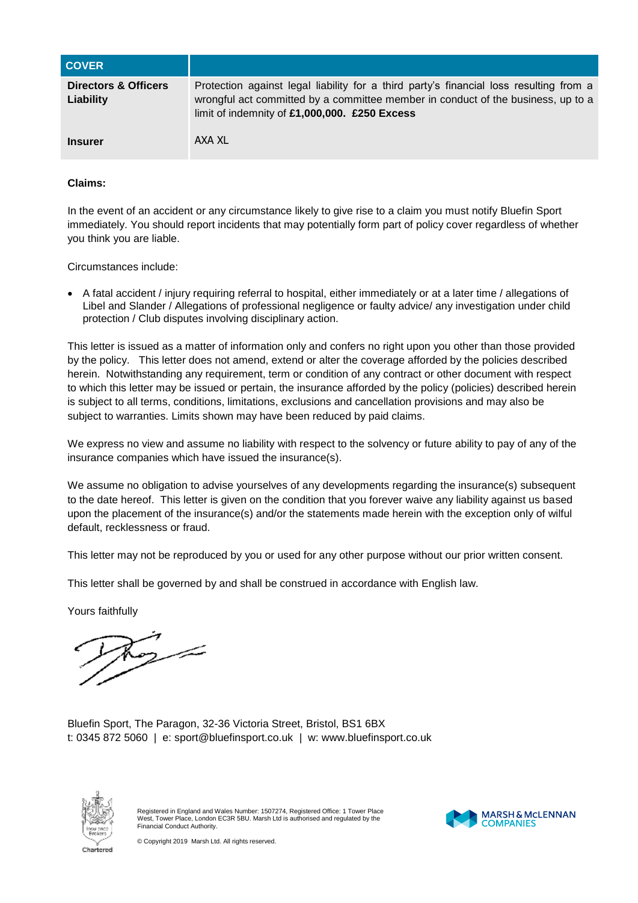| COVER | |
|---|---|
| **Directors & Officers Liability** | Protection against legal liability for a third party's financial loss resulting from a wrongful act committed by a committee member in conduct of the business, up to a limit of indemnity of **£1,000,000. £250 Excess** |
| **Insurer** | AXA XL |

**Claims:**

In the event of an accident or any circumstance likely to give rise to a claim you must notify Bluefin Sport immediately. You should report incidents that may potentially form part of policy cover regardless of whether you think you are liable.

Circumstances include:

- A fatal accident / injury requiring referral to hospital, either immediately or at a later time / allegations of Libel and Slander / Allegations of professional negligence or faulty advice/ any investigation under child protection / Club disputes involving disciplinary action.

This letter is issued as a matter of information only and confers no right upon you other than those provided by the policy. This letter does not amend, extend or alter the coverage afforded by the policies described herein. Notwithstanding any requirement, term or condition of any contract or other document with respect to which this letter may be issued or pertain, the insurance afforded by the policy (policies) described herein is subject to all terms, conditions, limitations, exclusions and cancellation provisions and may also be subject to warranties. Limits shown may have been reduced by paid claims.

We express no view and assume no liability with respect to the solvency or future ability to pay of any of the insurance companies which have issued the insurance(s).

We assume no obligation to advise yourselves of any developments regarding the insurance(s) subsequent to the date hereof. This letter is given on the condition that you forever waive any liability against us based upon the placement of the insurance(s) and/or the statements made herein with the exception only of wilful default, recklessness or fraud.

This letter may not be reproduced by you or used for any other purpose without our prior written consent.

This letter shall be governed by and shall be construed in accordance with English law.

Yours faithfully

Bluefin Sport, The Paragon, 32-36 Victoria Street, Bristol, BS1 6BX
t: 0345 872 5060 | e: sport@bluefinsport.co.uk | w: www.bluefinsport.co.uk

Registered in England and Wales Number: 1507274, Registered Office: 1 Tower Place West, Tower Place, London EC3R 5BU. Marsh Ltd is authorised and regulated by the Financial Conduct Authority.

© Copyright 2019 Marsh Ltd. All rights reserved.